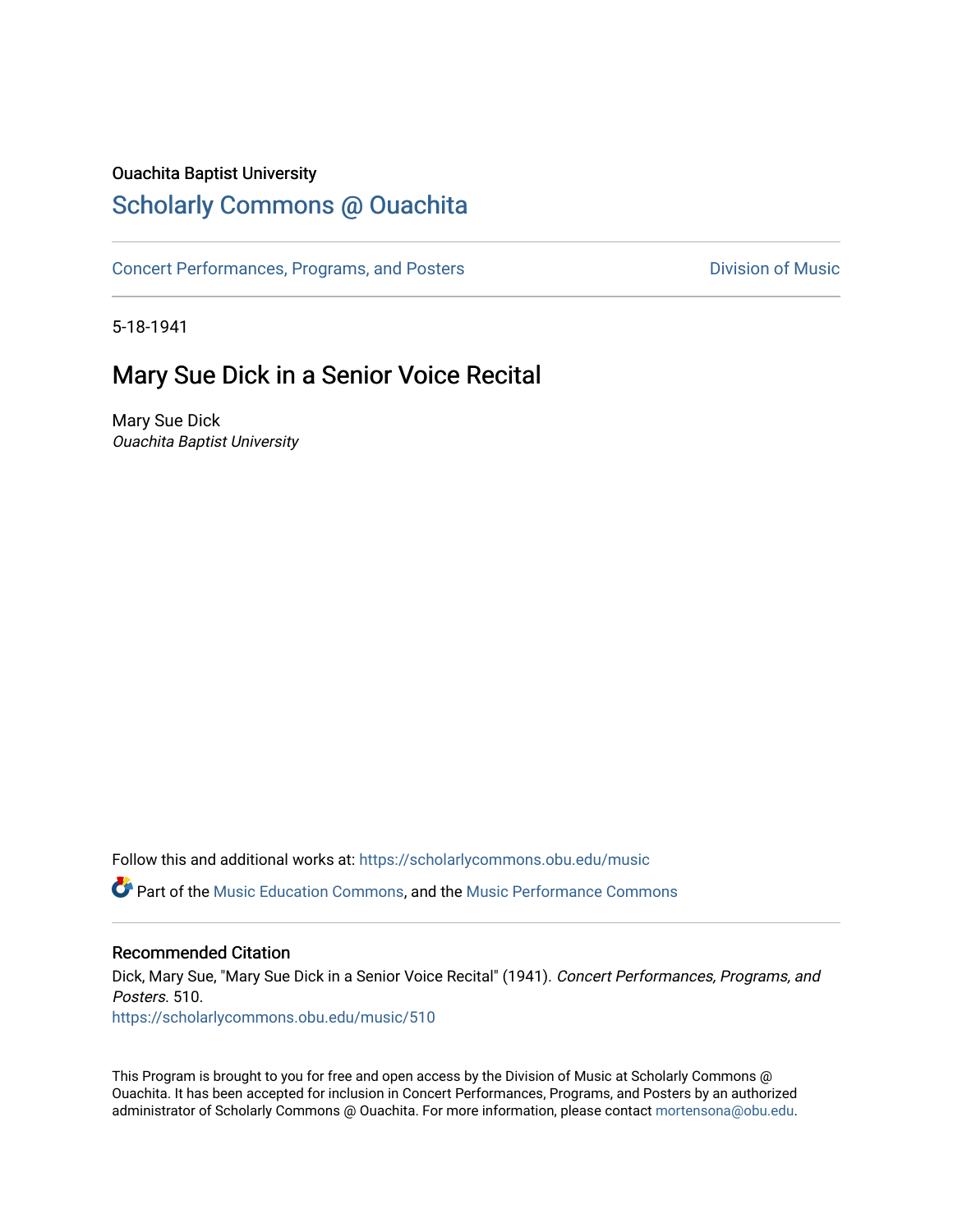Ouachita Baptist University

# Scholarly Commons @ Ouachita

Concert Performances, Programs, and Posters | Division of Music

5-18-1941

## Mary Sue Dick in a Senior Voice Recital

Mary Sue Dick
*Ouachita Baptist University*

Follow this and additional works at: https://scholarlycommons.obu.edu/music

Part of the Music Education Commons, and the Music Performance Commons

### Recommended Citation

Dick, Mary Sue, "Mary Sue Dick in a Senior Voice Recital" (1941). *Concert Performances, Programs, and Posters*. 510.
https://scholarlycommons.obu.edu/music/510

This Program is brought to you for free and open access by the Division of Music at Scholarly Commons @ Ouachita. It has been accepted for inclusion in Concert Performances, Programs, and Posters by an authorized administrator of Scholarly Commons @ Ouachita. For more information, please contact mortensona@obu.edu.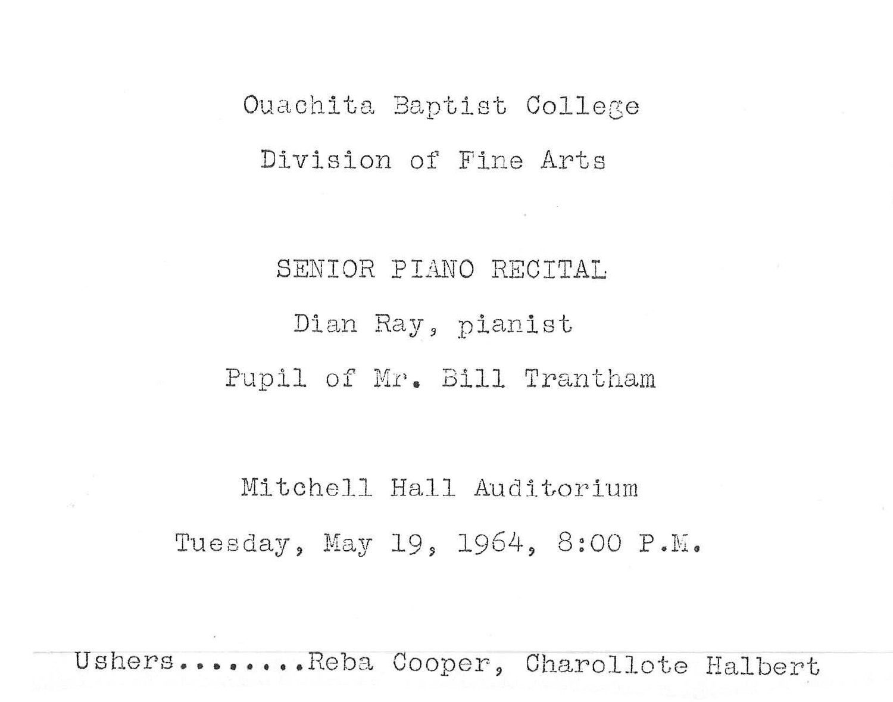Ouachita Baptist College

Division of Fine Arts

SENIOR PIANO RECITAL

Dian Ray, pianist

Pupil of Mr. Bill Trantham

Mitchell Hall Auditorium

Tuesday, May 19, 1964, 8:00 P.M.

Ushers........Reba Cooper, Charollote Halbert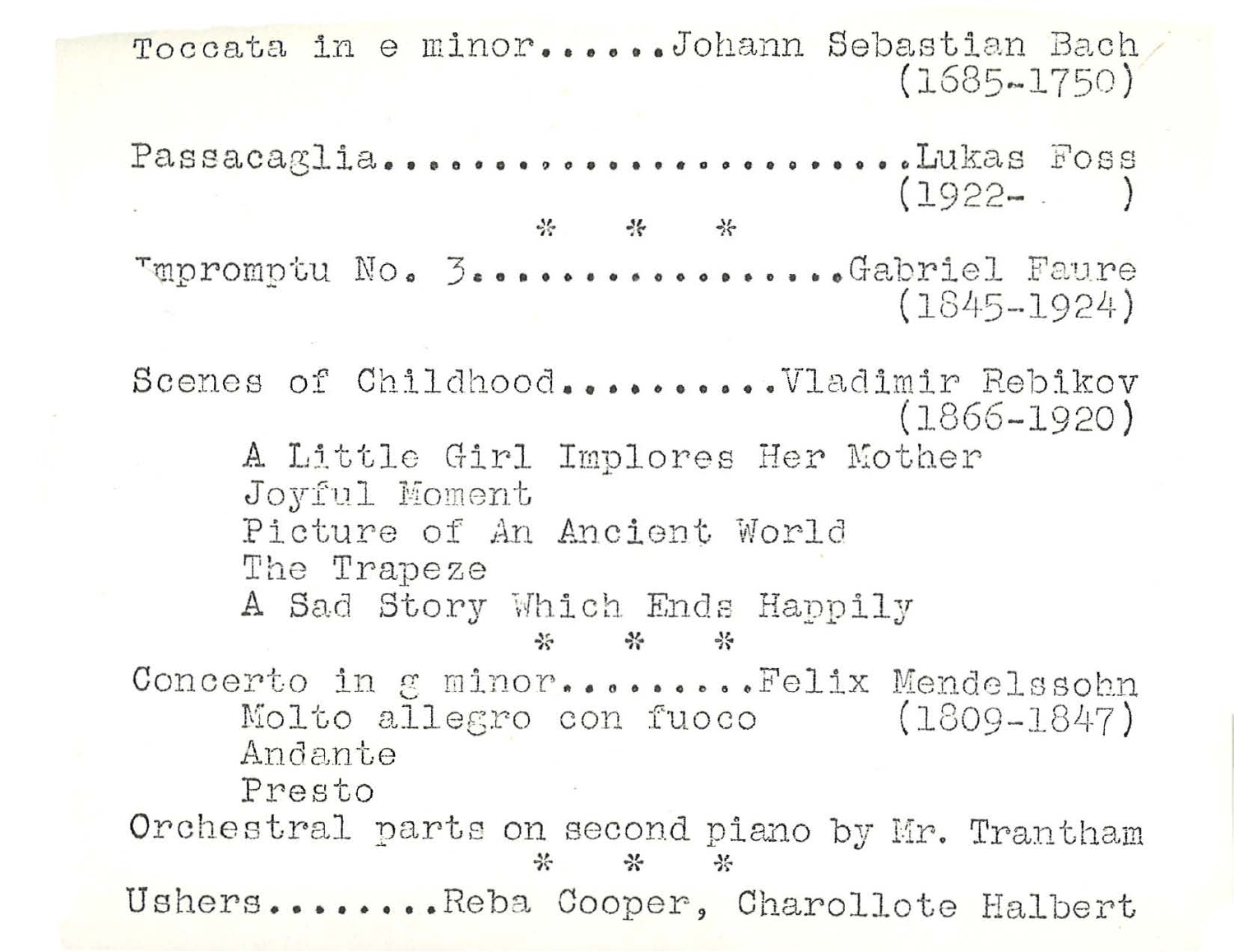Toccata in e minor.....Johann Sebastian Bach
(1685-1750)

Passacaglia..........................Lukas Foss
(1922-    )

\* \* \*

Impromptu No. 3..................Gabriel Faure
(1845-1924)

Scenes of Childhood..........Vladimir Rebikov
(1866-1920)

A Little Girl Implores Her Mother
Joyful Moment
Picture of An Ancient World
The Trapeze
A Sad Story Which Ends Happily

\* \* \*

Concerto in g minor.........Felix Mendelssohn
(1809-1847)

Molto allegro con fuoco
Andante
Presto

Orchestral parts on second piano by Mr. Trantham

\* \* \*

Ushers........Reba Cooper, Charollote Halbert